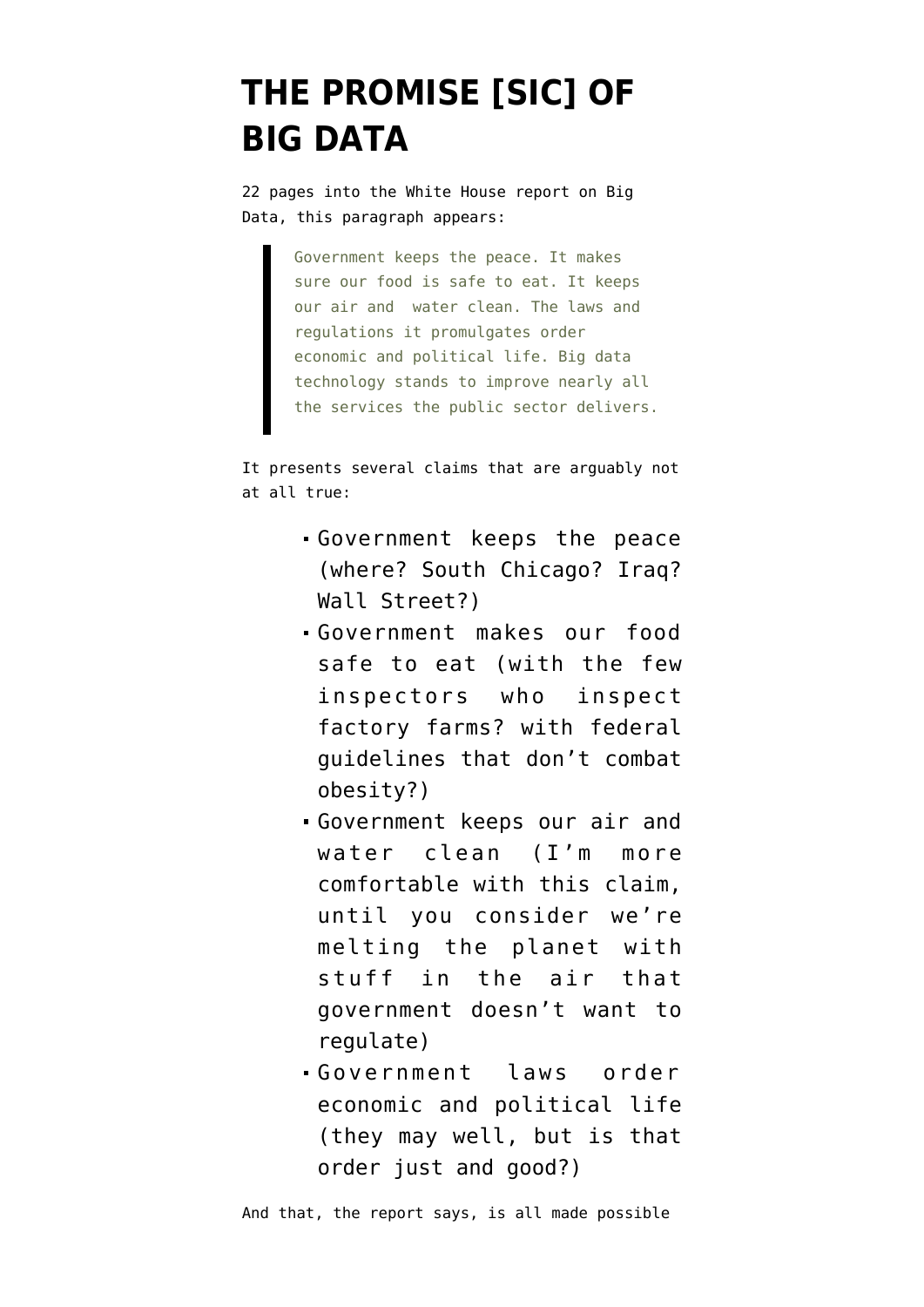# THE PROMISE [SIC] OF BIG DATA

22 pages into the White House report on Big Data, this paragraph appears:

> Government keeps the peace. It makes sure our food is safe to eat. It keeps our air and water clean. The laws and regulations it promulgates order economic and political life. Big data technology stands to improve nearly all the services the public sector delivers.

It presents several claims that are arguably not at all true:

- Government keeps the peace (where? South Chicago? Iraq? Wall Street?)
- Government makes our food safe to eat (with the few inspectors who inspect factory farms? with federal guidelines that don't combat obesity?)
- Government keeps our air and water clean (I'm more comfortable with this claim, until you consider we're melting the planet with stuff in the air that government doesn't want to regulate)
- Government laws order economic and political life (they may well, but is that order just and good?)

And that, the report says, is all made possible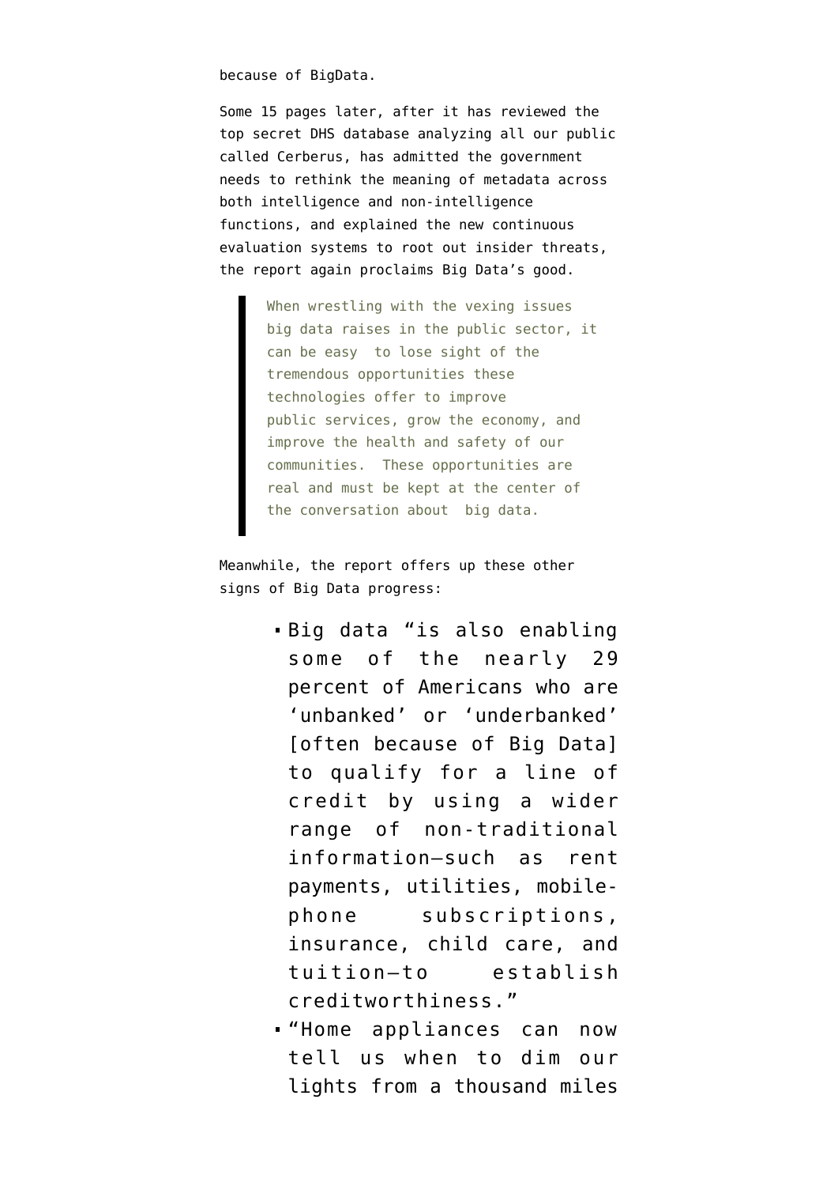because of BigData.

Some 15 pages later, after it has reviewed the top secret DHS database analyzing all our public called Cerberus, has admitted the government needs to rethink the meaning of metadata across both intelligence and non-intelligence functions, and explained the new continuous evaluation systems to root out insider threats, the report again proclaims Big Data's good.

> When wrestling with the vexing issues big data raises in the public sector, it can be easy to lose sight of the tremendous opportunities these technologies offer to improve public services, grow the economy, and improve the health and safety of our communities. These opportunities are real and must be kept at the center of the conversation about big data.

Meanwhile, the report offers up these other signs of Big Data progress:

- Big data "is also enabling some of the nearly 29 percent of Americans who are 'unbanked' or 'underbanked' [often because of Big Data] to qualify for a line of credit by using a wider range of non-traditional information—such as rent payments, utilities, mobile-phone subscriptions, insurance, child care, and tuition—to establish creditworthiness."
- "Home appliances can now tell us when to dim our lights from a thousand miles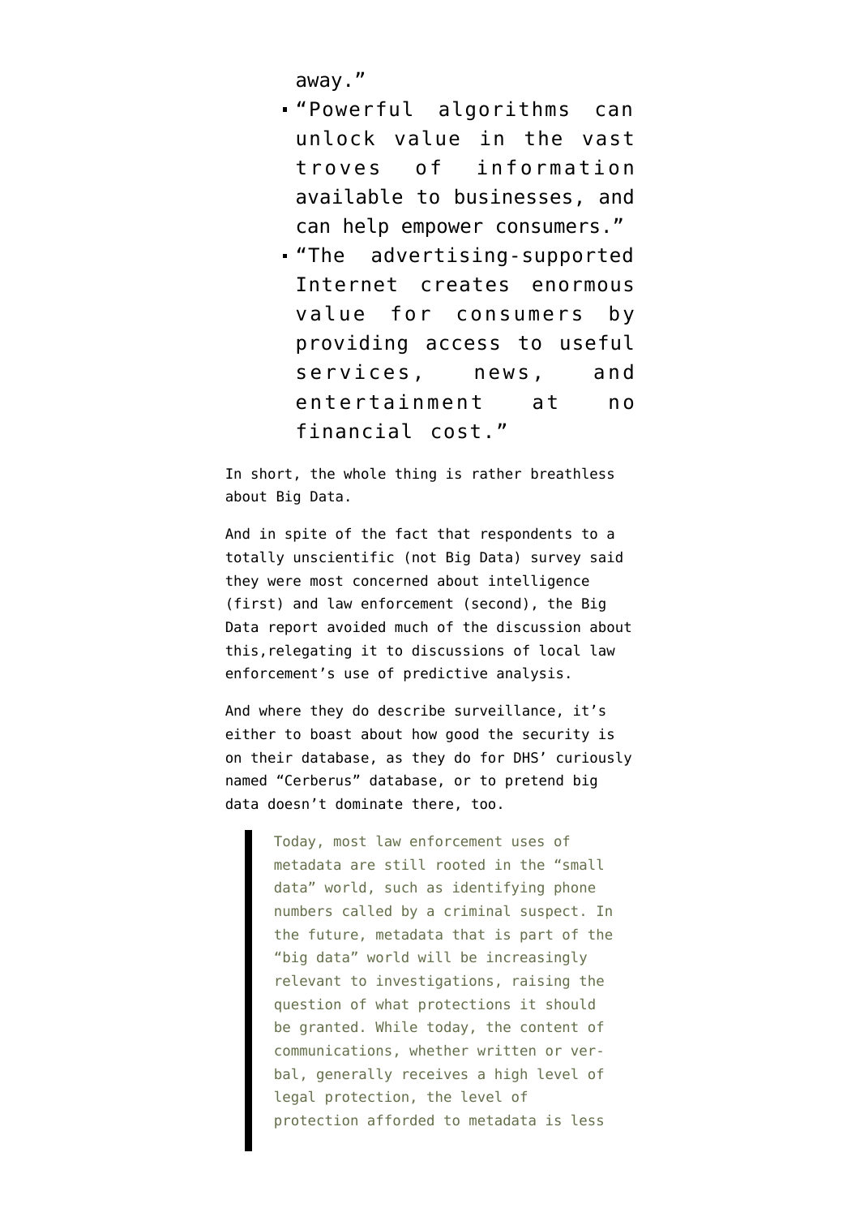away."

- "Powerful algorithms can unlock value in the vast troves of information available to businesses, and can help empower consumers."
- "The advertising-supported Internet creates enormous value for consumers by providing access to useful services, news, and entertainment at no financial cost."

In short, the whole thing is rather breathless about Big Data.

And in spite of the fact that respondents to a totally unscientific (not Big Data) survey said they were most concerned about intelligence (first) and law enforcement (second), the Big Data report avoided much of the discussion about this,relegating it to discussions of local law enforcement's use of predictive analysis.

And where they do describe surveillance, it's either to boast about how good the security is on their database, as they do for DHS' curiously named "Cerberus" database, or to pretend big data doesn't dominate there, too.

> Today, most law enforcement uses of metadata are still rooted in the "small data" world, such as identifying phone numbers called by a criminal suspect. In the future, metadata that is part of the "big data" world will be increasingly relevant to investigations, raising the question of what protections it should be granted. While today, the content of communications, whether written or ver-bal, generally receives a high level of legal protection, the level of protection afforded to metadata is less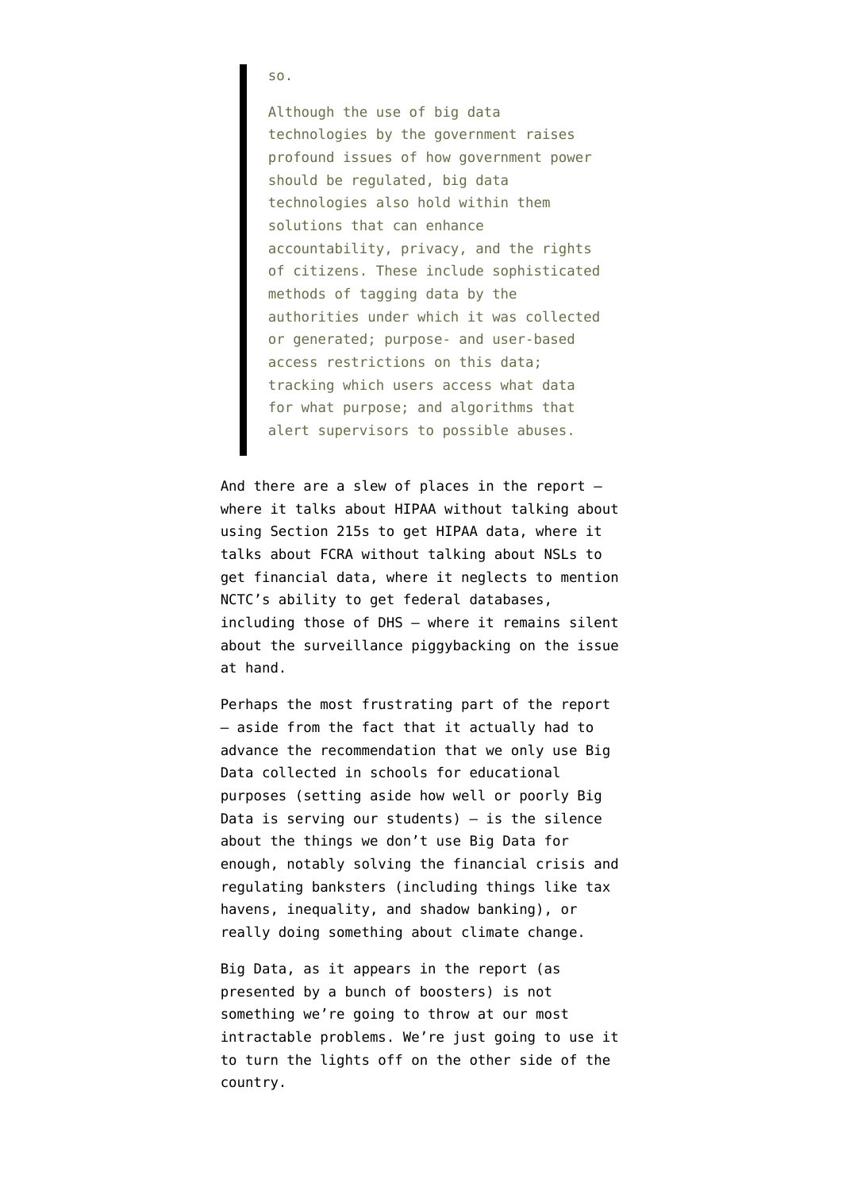> so.
>
> Although the use of big data technologies by the government raises profound issues of how government power should be regulated, big data technologies also hold within them solutions that can enhance accountability, privacy, and the rights of citizens. These include sophisticated methods of tagging data by the authorities under which it was collected or generated; purpose- and user-based access restrictions on this data; tracking which users access what data for what purpose; and algorithms that alert supervisors to possible abuses.

And there are a slew of places in the report — where it talks about HIPAA without talking about using Section 215s to get HIPAA data, where it talks about FCRA without talking about NSLs to get financial data, where it neglects to mention NCTC's ability to get federal databases, including those of DHS — where it remains silent about the surveillance piggybacking on the issue at hand.

Perhaps the most frustrating part of the report — aside from the fact that it actually had to advance the recommendation that we only use Big Data collected in schools for educational purposes (setting aside how well or poorly Big Data is serving our students) — is the silence about the things we don't use Big Data for enough, notably solving the financial crisis and regulating banksters (including things like tax havens, inequality, and shadow banking), or really doing something about climate change.

Big Data, as it appears in the report (as presented by a bunch of boosters) is not something we're going to throw at our most intractable problems. We're just going to use it to turn the lights off on the other side of the country.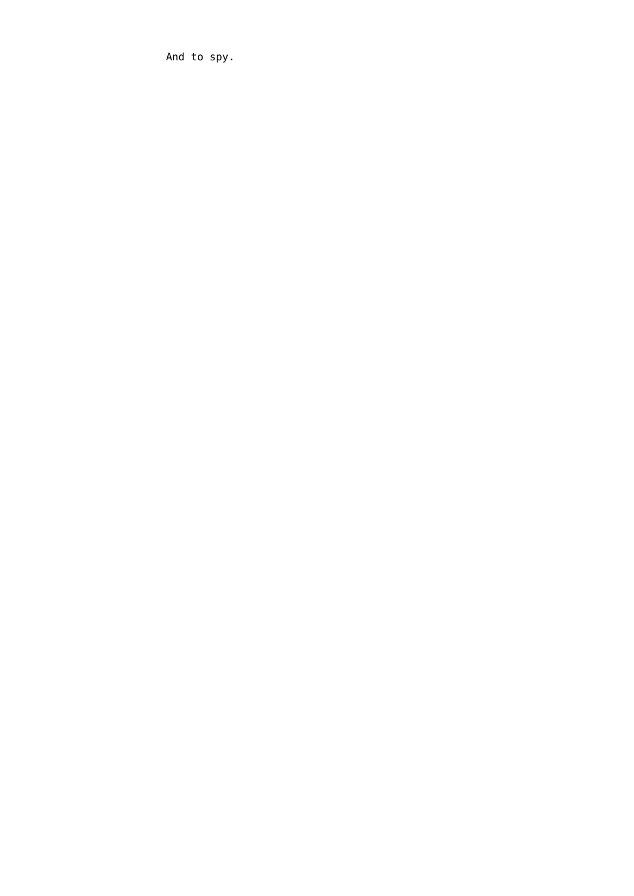And to spy.